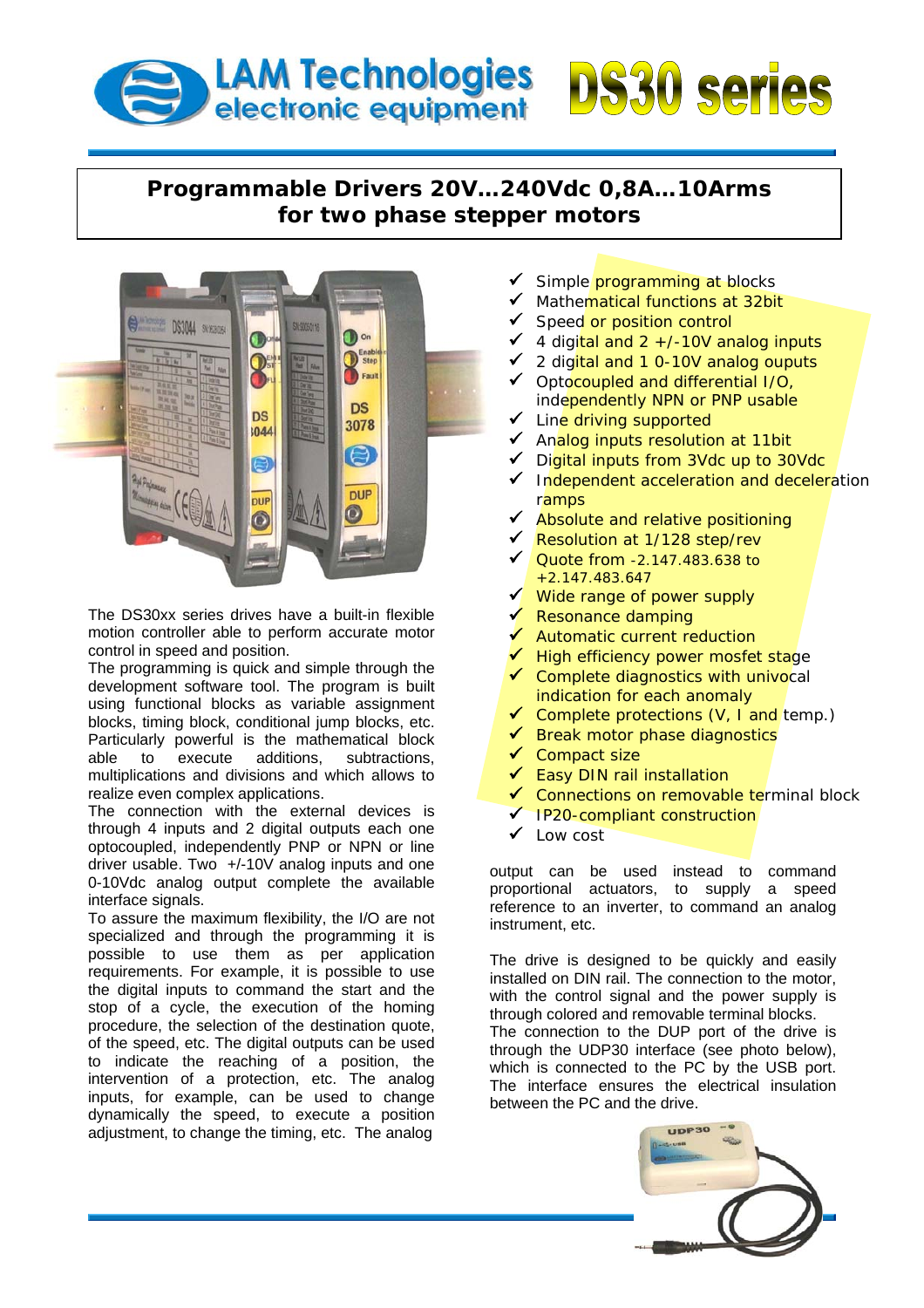# LAM Technologies electronic equipment — DS30 series

## Programmable Drivers 20V…240Vdc 0,8A…10Arms for two phase stepper motors

- ✓ Simple programming at blocks
- ✓ Mathematical functions at 32bit
- ✓ Speed or position control
- ✓ 4 digital and 2 +/-10V analog inputs
- ✓ 2 digital and 1 0-10V analog ouputs
- ✓ Optocoupled and differential I/O, independently NPN or PNP usable
- ✓ Line driving supported
- ✓ Analog inputs resolution at 11bit
- ✓ Digital inputs from 3Vdc up to 30Vdc
- ✓ Independent acceleration and deceleration ramps
- ✓ Absolute and relative positioning
- ✓ Resolution at 1/128 step/rev
- ✓ Quote from -2.147.483.638 to +2.147.483.647
- ✓ Wide range of power supply
- ✓ Resonance damping
- ✓ Automatic current reduction
- ✓ High efficiency power mosfet stage
- ✓ Complete diagnostics with univocal indication for each anomaly
- ✓ Complete protections (V, I and temp.)
- ✓ Break motor phase diagnostics
- ✓ Compact size
- ✓ Easy DIN rail installation
- ✓ Connections on removable terminal block
- ✓ IP20-compliant construction
- ✓ Low cost

The DS30xx series drives have a built-in flexible motion controller able to perform accurate motor control in speed and position.

The programming is quick and simple through the development software tool. The program is built using functional blocks as variable assignment blocks, timing block, conditional jump blocks, etc. Particularly powerful is the mathematical block able to execute additions, subtractions, multiplications and divisions and which allows to realize even complex applications.

The connection with the external devices is through 4 inputs and 2 digital outputs each one optocoupled, independently PNP or NPN or line driver usable. Two +/-10V analog inputs and one 0-10Vdc analog output complete the available interface signals.

To assure the maximum flexibility, the I/O are not specialized and through the programming it is possible to use them as per application requirements. For example, it is possible to use the digital inputs to command the start and the stop of a cycle, the execution of the homing procedure, the selection of the destination quote, of the speed, etc. The digital outputs can be used to indicate the reaching of a position, the intervention of a protection, etc. The analog inputs, for example, can be used to change dynamically the speed, to execute a position adjustment, to change the timing, etc. The analog output can be used instead to command proportional actuators, to supply a speed reference to an inverter, to command an analog instrument, etc.

The drive is designed to be quickly and easily installed on DIN rail. The connection to the motor, with the control signal and the power supply is through colored and removable terminal blocks.

The connection to the DUP port of the drive is through the UDP30 interface (see photo below), which is connected to the PC by the USB port. The interface ensures the electrical insulation between the PC and the drive.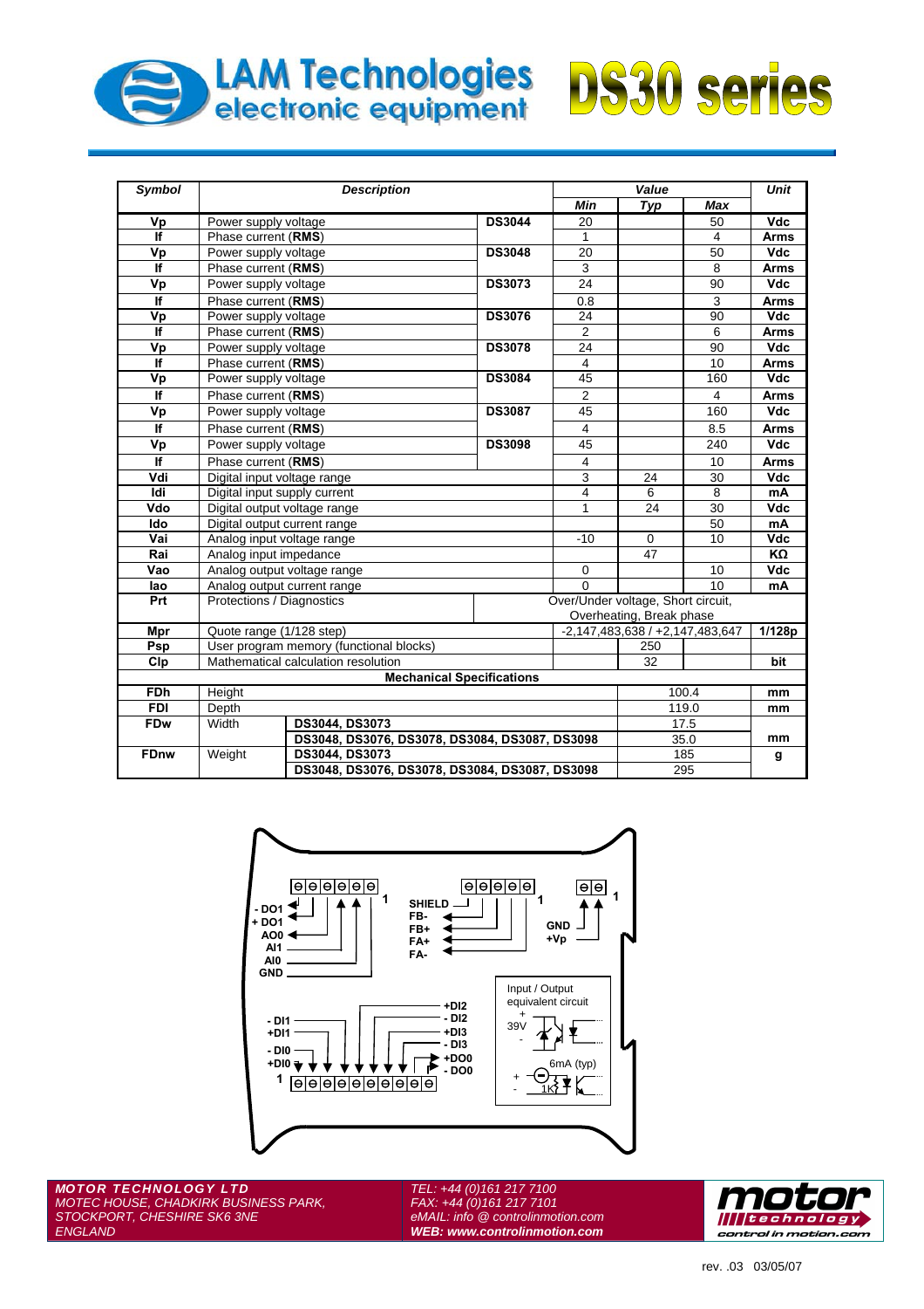| Symbol | Description | | | Value | | | Unit |
|---|---|---|---|---|---|---|---|
| | | | | Min | Typ | Max | |
| Vp | Power supply voltage | | DS3044 | 20 | | 50 | Vdc |
| If | Phase current (**RMS**) | | | 1 | | 4 | Arms |
| Vp | Power supply voltage | | DS3048 | 20 | | 50 | Vdc |
| If | Phase current (**RMS**) | | | 3 | | 8 | Arms |
| Vp | Power supply voltage | | DS3073 | 24 | | 90 | Vdc |
| If | Phase current (**RMS**) | | | 0.8 | | 3 | Arms |
| Vp | Power supply voltage | | DS3076 | 24 | | 90 | Vdc |
| If | Phase current (**RMS**) | | | 2 | | 6 | Arms |
| Vp | Power supply voltage | | DS3078 | 24 | | 90 | Vdc |
| If | Phase current (**RMS**) | | | 4 | | 10 | Arms |
| Vp | Power supply voltage | | DS3084 | 45 | | 160 | Vdc |
| If | Phase current (**RMS**) | | | 2 | | 4 | Arms |
| Vp | Power supply voltage | | DS3087 | 45 | | 160 | Vdc |
| If | Phase current (**RMS**) | | | 4 | | 8.5 | Arms |
| Vp | Power supply voltage | | DS3098 | 45 | | 240 | Vdc |
| If | Phase current (**RMS**) | | | 4 | | 10 | Arms |
| Vdi | Digital input voltage range | | | 3 | 24 | 30 | Vdc |
| Idi | Digital input supply current | | | 4 | 6 | 8 | mA |
| Vdo | Digital output voltage range | | | 1 | 24 | 30 | Vdc |
| Ido | Digital output current range | | | | | 50 | mA |
| Vai | Analog input voltage range | | | -10 | 0 | 10 | Vdc |
| Rai | Analog input impedance | | | | 47 | | KΩ |
| Vao | Analog output voltage range | | | 0 | | 10 | Vdc |
| Iao | Analog output current range | | | 0 | | 10 | mA |
| Prt | Protections / Diagnostics | | Over/Under voltage, Short circuit, Overheating, Break phase | | | | |
| Mpr | Quote range (1/128 step) | | | -2,147,483,638 / +2,147,483,647 | | | 1/128p |
| Psp | User program memory (functional blocks) | | | | 250 | | |
| Clp | Mathematical calculation resolution | | | | 32 | | bit |
| | **Mechanical Specifications** | | | | | | |
| FDh | Height | | | | 100.4 | | mm |
| FDl | Depth | | | | 119.0 | | mm |
| FDw | Width | DS3044, DS3073 | | | 17.5 | | mm |
| | | DS3048, DS3076, DS3078, DS3084, DS3087, DS3098 | | | 35.0 | | mm |
| FDnw | Weight | DS3044, DS3073 | | | 185 | | g |
| | | DS3048, DS3076, DS3078, DS3084, DS3087, DS3098 | | | 295 | | g |

- DO1
+ DO1
AO0
AI1
AI0
GND
1
SHIELD
FB-
FB+
FA+
FA-
1
GND
+Vp
1
Input / Output equivalent circuit
39V
6mA (typ)
1K
- DI1
+DI1
- DI0
+DI0
1
+DI2
- DI2
+DI3
- DI3
+DO0
- DO0

**MOTOR TECHNOLOGY LTD**
MOTEC HOUSE, CHADKIRK BUSINESS PARK,
STOCKPORT, CHESHIRE SK6 3NE
ENGLAND

TEL: +44 (0)161 217 7100
FAX: +44 (0)161 217 7101
eMAIL: info @ controlinmotion.com
**WEB: www.controlinmotion.com**

rev. .03 03/05/07